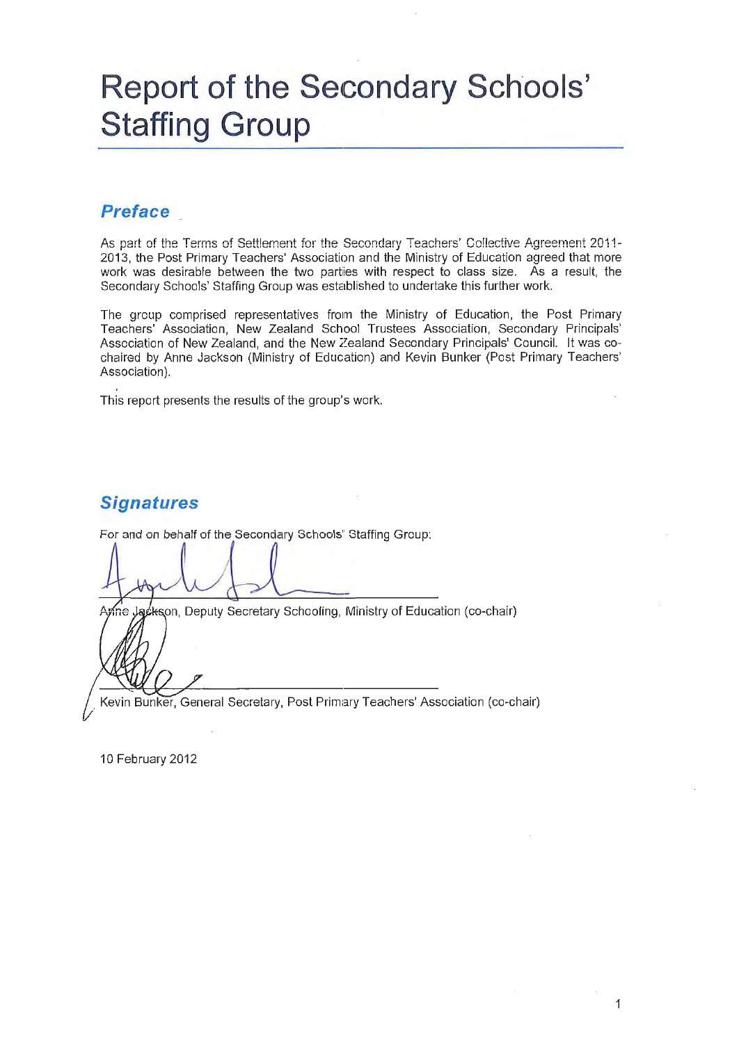# Report of the Secondary Schools' Staffing Group

## Preface

As part of the Terms of Settlement for the Secondary Teachers' Collective Agreement 2011-2013, the Post Primary Teachers' Association and the Ministry of Education agreed that more work was desirable between the two parties with respect to class size. As a result, the Secondary Schools' Staffing Group was established to undertake this further work.

The group comprised representatives from the Ministry of Education, the Post Primary Teachers' Association, New Zealand School Trustees Association, Secondary Principals' Association of New Zealand, and the New Zealand Secondary Principals' Council. It was co-chaired by Anne Jackson (Ministry of Education) and Kevin Bunker (Post Primary Teachers' Association).

This report presents the results of the group's work.

## Signatures

For and on behalf of the Secondary Schools' Staffing Group:

Anne Jackson, Deputy Secretary Schooling, Ministry of Education (co-chair)

Kevin Bunker, General Secretary, Post Primary Teachers' Association (co-chair)

10 February 2012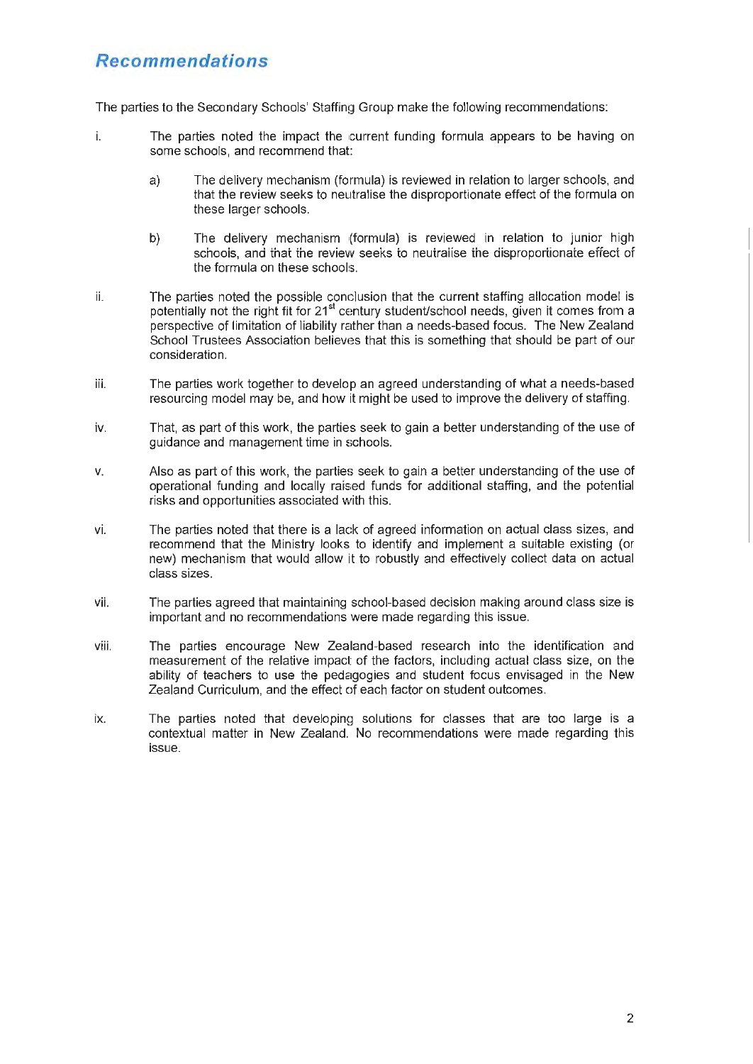## Recommendations

The parties to the Secondary Schools' Staffing Group make the following recommendations:

i. The parties noted the impact the current funding formula appears to be having on some schools, and recommend that:

   a) The delivery mechanism (formula) is reviewed in relation to larger schools, and that the review seeks to neutralise the disproportionate effect of the formula on these larger schools.

   b) The delivery mechanism (formula) is reviewed in relation to junior high schools, and that the review seeks to neutralise the disproportionate effect of the formula on these schools.

ii. The parties noted the possible conclusion that the current staffing allocation model is potentially not the right fit for 21st century student/school needs, given it comes from a perspective of limitation of liability rather than a needs-based focus. The New Zealand School Trustees Association believes that this is something that should be part of our consideration.

iii. The parties work together to develop an agreed understanding of what a needs-based resourcing model may be, and how it might be used to improve the delivery of staffing.

iv. That, as part of this work, the parties seek to gain a better understanding of the use of guidance and management time in schools.

v. Also as part of this work, the parties seek to gain a better understanding of the use of operational funding and locally raised funds for additional staffing, and the potential risks and opportunities associated with this.

vi. The parties noted that there is a lack of agreed information on actual class sizes, and recommend that the Ministry looks to identify and implement a suitable existing (or new) mechanism that would allow it to robustly and effectively collect data on actual class sizes.

vii. The parties agreed that maintaining school-based decision making around class size is important and no recommendations were made regarding this issue.

viii. The parties encourage New Zealand-based research into the identification and measurement of the relative impact of the factors, including actual class size, on the ability of teachers to use the pedagogies and student focus envisaged in the New Zealand Curriculum, and the effect of each factor on student outcomes.

ix. The parties noted that developing solutions for classes that are too large is a contextual matter in New Zealand. No recommendations were made regarding this issue.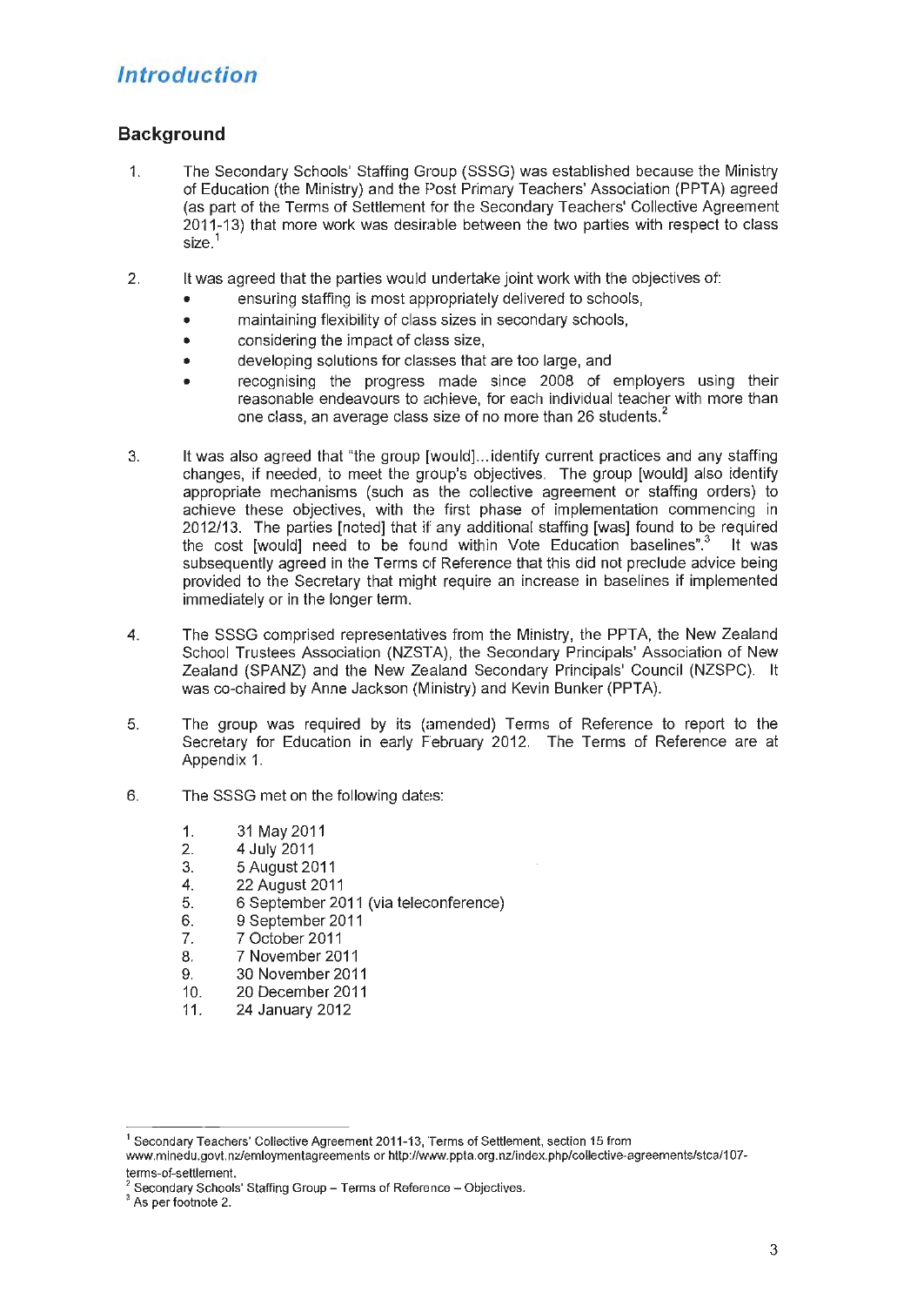# Introduction

## Background

1. The Secondary Schools' Staffing Group (SSSG) was established because the Ministry of Education (the Ministry) and the Post Primary Teachers' Association (PPTA) agreed (as part of the Terms of Settlement for the Secondary Teachers' Collective Agreement 2011-13) that more work was desirable between the two parties with respect to class size.[1]

2. It was agreed that the parties would undertake joint work with the objectives of:
   - ensuring staffing is most appropriately delivered to schools,
   - maintaining flexibility of class sizes in secondary schools,
   - considering the impact of class size,
   - developing solutions for classes that are too large, and
   - recognising the progress made since 2008 of employers using their reasonable endeavours to achieve, for each individual teacher with more than one class, an average class size of no more than 26 students.[2]

3. It was also agreed that "the group [would]...identify current practices and any staffing changes, if needed, to meet the group's objectives. The group [would] also identify appropriate mechanisms (such as the collective agreement or staffing orders) to achieve these objectives, with the first phase of implementation commencing in 2012/13. The parties [noted] that if any additional staffing [was] found to be required the cost [would] need to be found within Vote Education baselines".[3] It was subsequently agreed in the Terms of Reference that this did not preclude advice being provided to the Secretary that might require an increase in baselines if implemented immediately or in the longer term.

4. The SSSG comprised representatives from the Ministry, the PPTA, the New Zealand School Trustees Association (NZSTA), the Secondary Principals' Association of New Zealand (SPANZ) and the New Zealand Secondary Principals' Council (NZSPC). It was co-chaired by Anne Jackson (Ministry) and Kevin Bunker (PPTA).

5. The group was required by its (amended) Terms of Reference to report to the Secretary for Education in early February 2012. The Terms of Reference are at Appendix 1.

6. The SSSG met on the following dates:

   1. 31 May 2011
   2. 4 July 2011
   3. 5 August 2011
   4. 22 August 2011
   5. 6 September 2011 (via teleconference)
   6. 9 September 2011
   7. 7 October 2011
   8. 7 November 2011
   9. 30 November 2011
   10. 20 December 2011
   11. 24 January 2012

---

[1] Secondary Teachers' Collective Agreement 2011-13, Terms of Settlement, section 15 from www.minedu.govt.nz/emloymentagreements or http://www.ppta.org.nz/index.php/collective-agreements/stca/107-terms-of-settlement.

[2] Secondary Schools' Staffing Group – Terms of Reference – Objectives.

[3] As per footnote 2.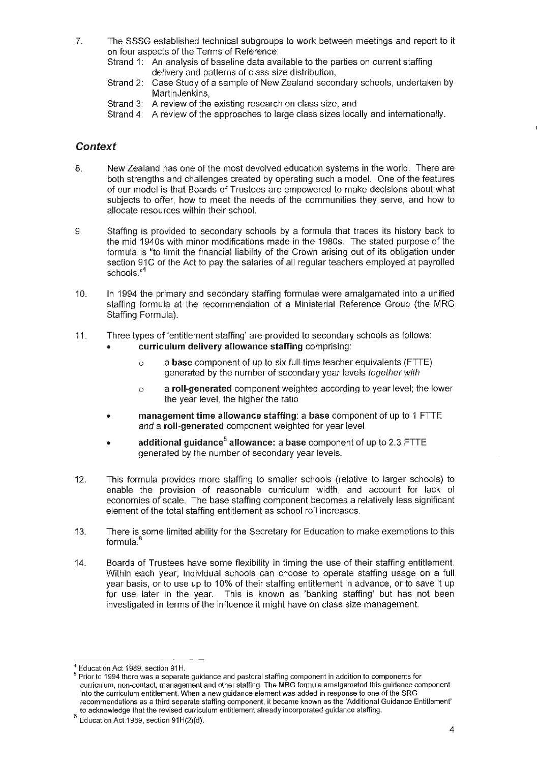7. The SSSG established technical subgroups to work between meetings and report to it on four aspects of the Terms of Reference:
   Strand 1: An analysis of baseline data available to the parties on current staffing delivery and patterns of class size distribution,
   Strand 2: Case Study of a sample of New Zealand secondary schools, undertaken by MartinJenkins,
   Strand 3: A review of the existing research on class size, and
   Strand 4: A review of the approaches to large class sizes locally and internationally.

## *Context*

8. New Zealand has one of the most devolved education systems in the world. There are both strengths and challenges created by operating such a model. One of the features of our model is that Boards of Trustees are empowered to make decisions about what subjects to offer, how to meet the needs of the communities they serve, and how to allocate resources within their school.

9. Staffing is provided to secondary schools by a formula that traces its history back to the mid 1940s with minor modifications made in the 1980s. The stated purpose of the formula is "to limit the financial liability of the Crown arising out of its obligation under section 91C of the Act to pay the salaries of all regular teachers employed at payrolled schools."[4]

10. In 1994 the primary and secondary staffing formulae were amalgamated into a unified staffing formula at the recommendation of a Ministerial Reference Group (the MRG Staffing Formula).

11. Three types of 'entitlement staffing' are provided to secondary schools as follows:
    - **curriculum delivery allowance staffing** comprising:
        - a **base** component of up to six full-time teacher equivalents (FTTE) generated by the number of secondary year levels *together with*
        - a **roll-generated** component weighted according to year level; the lower the year level, the higher the ratio
    - **management time allowance staffing**: a **base** component of up to 1 FTTE *and* a **roll-generated** component weighted for year level
    - **additional guidance[5] allowance:** a **base** component of up to 2.3 FTTE generated by the number of secondary year levels.

12. This formula provides more staffing to smaller schools (relative to larger schools) to enable the provision of reasonable curriculum width, and account for lack of economies of scale. The base staffing component becomes a relatively less significant element of the total staffing entitlement as school roll increases.

13. There is some limited ability for the Secretary for Education to make exemptions to this formula.[6]

14. Boards of Trustees have some flexibility in timing the use of their staffing entitlement. Within each year, individual schools can choose to operate staffing usage on a full year basis, or to use up to 10% of their staffing entitlement in advance, or to save it up for use later in the year. This is known as 'banking staffing' but has not been investigated in terms of the influence it might have on class size management.

---

[4] Education Act 1989, section 91H.

[5] Prior to 1994 there was a separate guidance and pastoral staffing component in addition to components for curriculum, non-contact, management and other staffing. The MRG formula amalgamated this guidance component into the curriculum entitlement. When a new guidance element was added in response to one of the SRG recommendations as a third separate staffing component, it became known as the 'Additional Guidance Entitlement' to acknowledge that the revised curriculum entitlement already incorporated guidance staffing.

[6] Education Act 1989, section 91H(2)(d).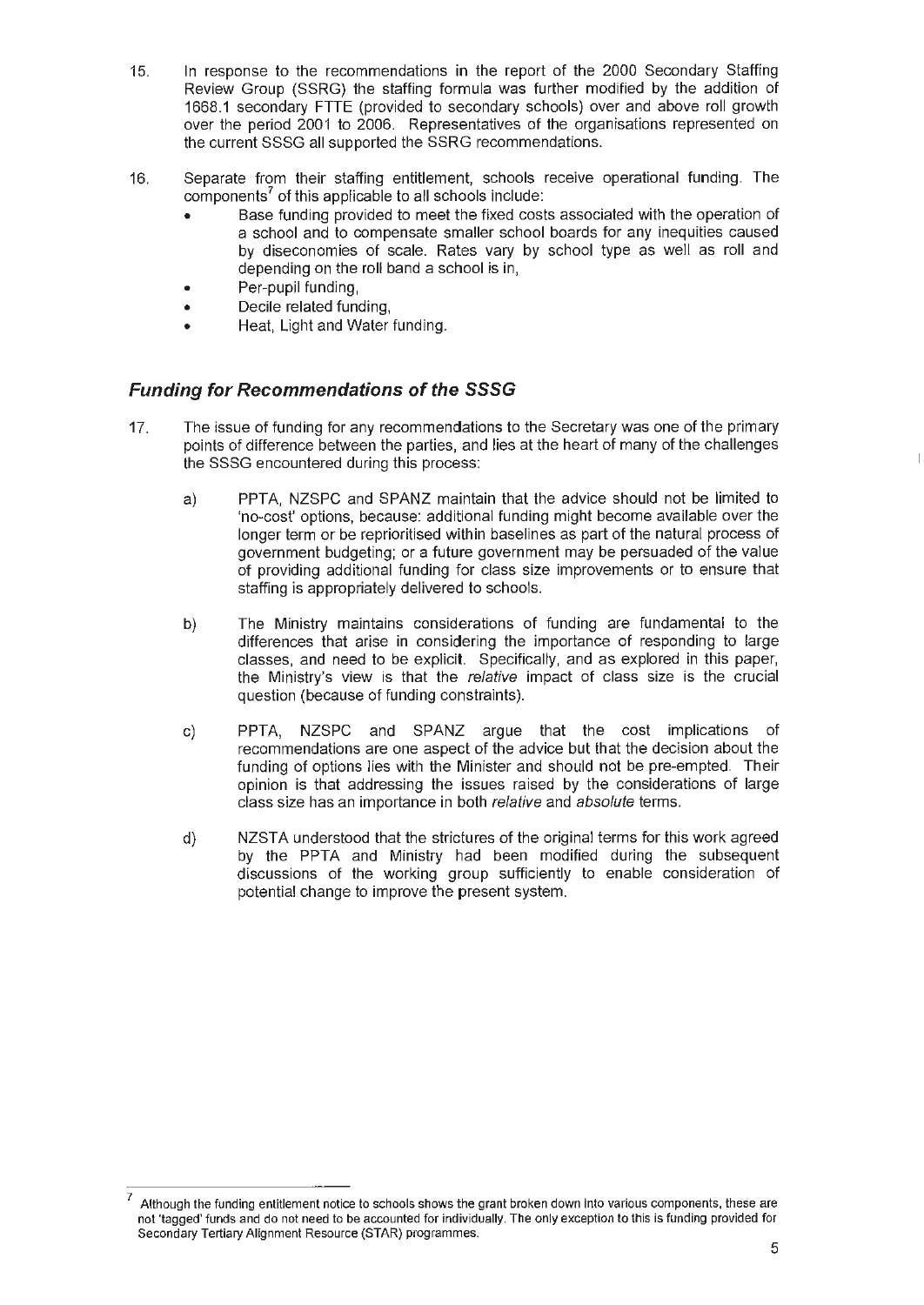15. In response to the recommendations in the report of the 2000 Secondary Staffing Review Group (SSRG) the staffing formula was further modified by the addition of 1668.1 secondary FTTE (provided to secondary schools) over and above roll growth over the period 2001 to 2006. Representatives of the organisations represented on the current SSSG all supported the SSRG recommendations.

16. Separate from their staffing entitlement, schools receive operational funding. The components[7] of this applicable to all schools include:
    - Base funding provided to meet the fixed costs associated with the operation of a school and to compensate smaller school boards for any inequities caused by diseconomies of scale. Rates vary by school type as well as roll and depending on the roll band a school is in,
    - Per-pupil funding,
    - Decile related funding,
    - Heat, Light and Water funding.

## *Funding for Recommendations of the SSSG*

17. The issue of funding for any recommendations to the Secretary was one of the primary points of difference between the parties, and lies at the heart of many of the challenges the SSSG encountered during this process:

    a) PPTA, NZSPC and SPANZ maintain that the advice should not be limited to 'no-cost' options, because: additional funding might become available over the longer term or be reprioritised within baselines as part of the natural process of government budgeting; or a future government may be persuaded of the value of providing additional funding for class size improvements or to ensure that staffing is appropriately delivered to schools.

    b) The Ministry maintains considerations of funding are fundamental to the differences that arise in considering the importance of responding to large classes, and need to be explicit. Specifically, and as explored in this paper, the Ministry's view is that the *relative* impact of class size is the crucial question (because of funding constraints).

    c) PPTA, NZSPC and SPANZ argue that the cost implications of recommendations are one aspect of the advice but that the decision about the funding of options lies with the Minister and should not be pre-empted. Their opinion is that addressing the issues raised by the considerations of large class size has an importance in both *relative* and *absolute* terms.

    d) NZSTA understood that the strictures of the original terms for this work agreed by the PPTA and Ministry had been modified during the subsequent discussions of the working group sufficiently to enable consideration of potential change to improve the present system.

---

[7] Although the funding entitlement notice to schools shows the grant broken down into various components, these are not 'tagged' funds and do not need to be accounted for individually. The only exception to this is funding provided for Secondary Tertiary Alignment Resource (STAR) programmes.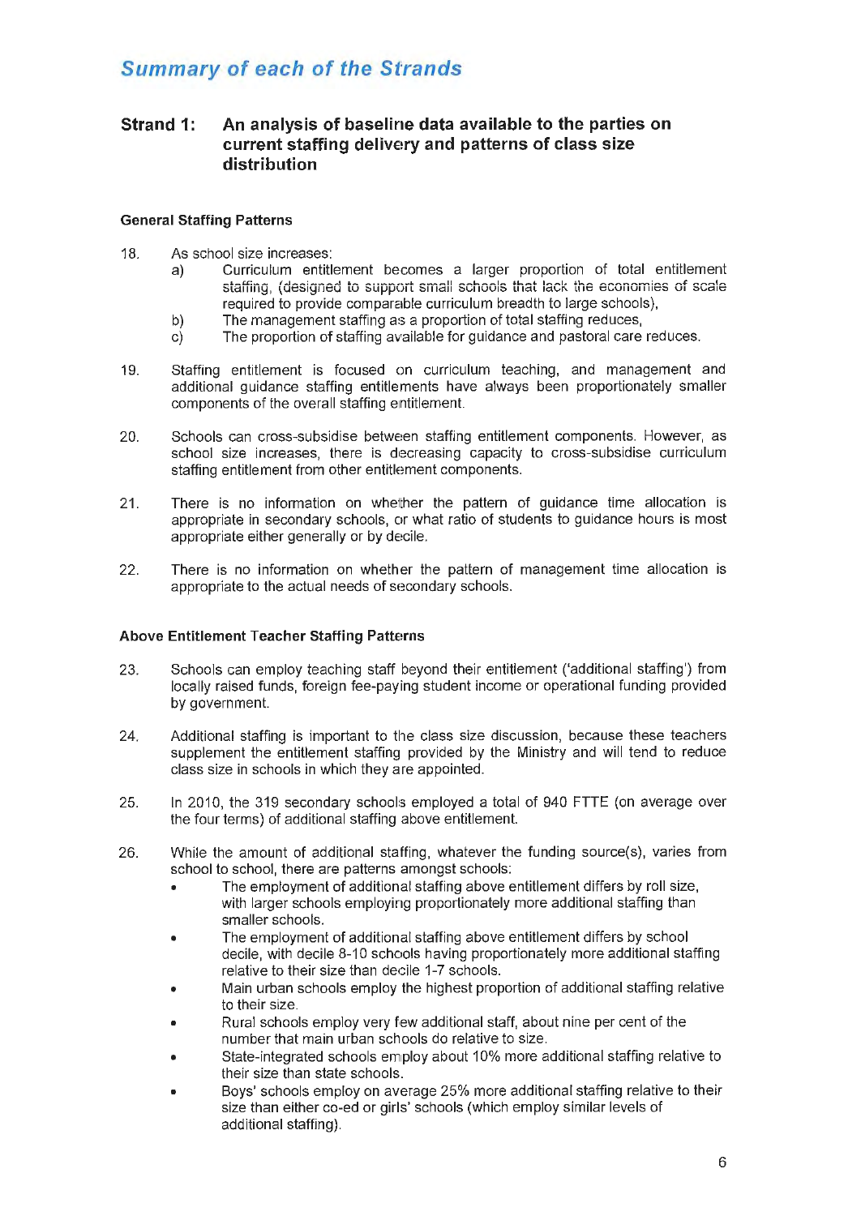## Summary of each of the Strands

### Strand 1: An analysis of baseline data available to the parties on current staffing delivery and patterns of class size distribution

#### General Staffing Patterns

18. As school size increases:
    a) Curriculum entitlement becomes a larger proportion of total entitlement staffing, (designed to support small schools that lack the economies of scale required to provide comparable curriculum breadth to large schools),
    b) The management staffing as a proportion of total staffing reduces,
    c) The proportion of staffing available for guidance and pastoral care reduces.

19. Staffing entitlement is focused on curriculum teaching, and management and additional guidance staffing entitlements have always been proportionately smaller components of the overall staffing entitlement.

20. Schools can cross-subsidise between staffing entitlement components. However, as school size increases, there is decreasing capacity to cross-subsidise curriculum staffing entitlement from other entitlement components.

21. There is no information on whether the pattern of guidance time allocation is appropriate in secondary schools, or what ratio of students to guidance hours is most appropriate either generally or by decile.

22. There is no information on whether the pattern of management time allocation is appropriate to the actual needs of secondary schools.

#### Above Entitlement Teacher Staffing Patterns

23. Schools can employ teaching staff beyond their entitlement ('additional staffing') from locally raised funds, foreign fee-paying student income or operational funding provided by government.

24. Additional staffing is important to the class size discussion, because these teachers supplement the entitlement staffing provided by the Ministry and will tend to reduce class size in schools in which they are appointed.

25. In 2010, the 319 secondary schools employed a total of 940 FTTE (on average over the four terms) of additional staffing above entitlement.

26. While the amount of additional staffing, whatever the funding source(s), varies from school to school, there are patterns amongst schools:
    - The employment of additional staffing above entitlement differs by roll size, with larger schools employing proportionately more additional staffing than smaller schools.
    - The employment of additional staffing above entitlement differs by school decile, with decile 8-10 schools having proportionately more additional staffing relative to their size than decile 1-7 schools.
    - Main urban schools employ the highest proportion of additional staffing relative to their size.
    - Rural schools employ very few additional staff, about nine per cent of the number that main urban schools do relative to size.
    - State-integrated schools employ about 10% more additional staffing relative to their size than state schools.
    - Boys' schools employ on average 25% more additional staffing relative to their size than either co-ed or girls' schools (which employ similar levels of additional staffing).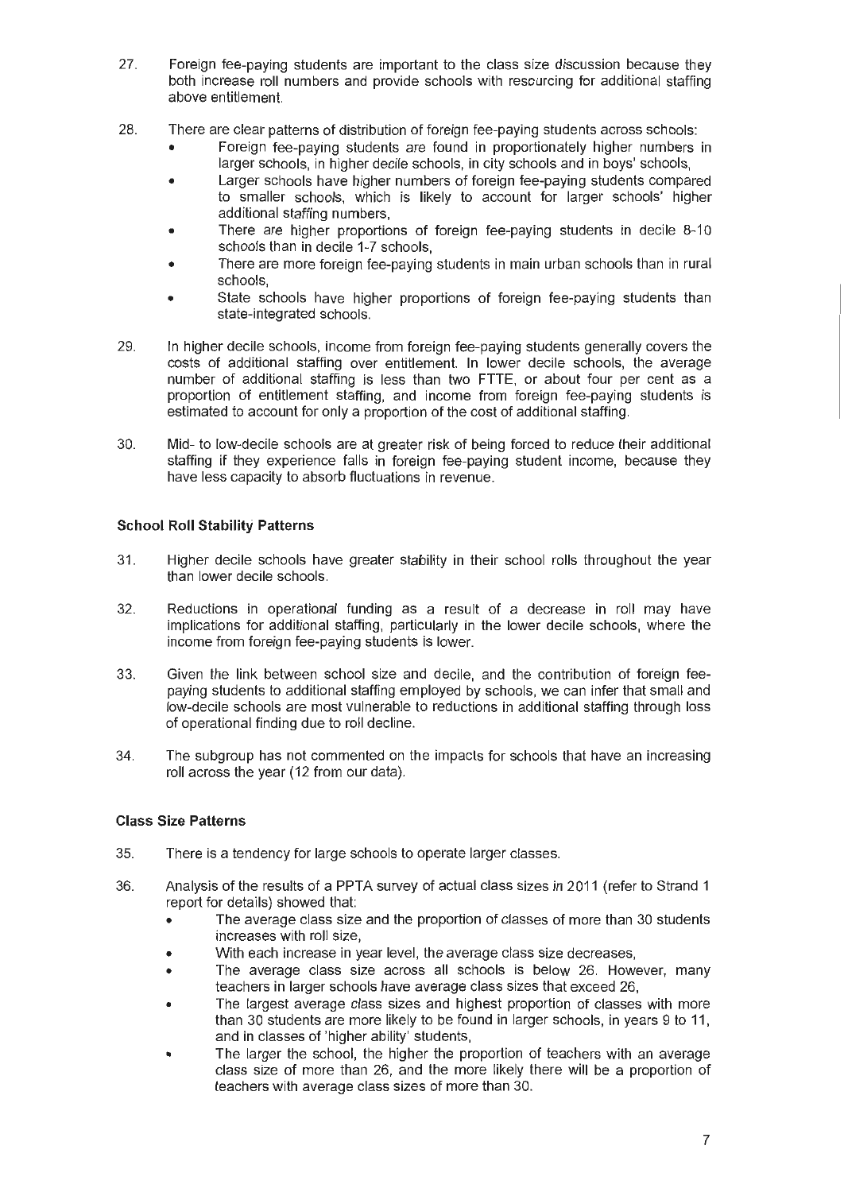27. Foreign fee-paying students are important to the class size discussion because they both increase roll numbers and provide schools with resourcing for additional staffing above entitlement.

28. There are clear patterns of distribution of foreign fee-paying students across schools:
    - Foreign fee-paying students are found in proportionately higher numbers in larger schools, in higher decile schools, in city schools and in boys' schools,
    - Larger schools have higher numbers of foreign fee-paying students compared to smaller schools, which is likely to account for larger schools' higher additional staffing numbers,
    - There are higher proportions of foreign fee-paying students in decile 8-10 schools than in decile 1-7 schools,
    - There are more foreign fee-paying students in main urban schools than in rural schools,
    - State schools have higher proportions of foreign fee-paying students than state-integrated schools.

29. In higher decile schools, income from foreign fee-paying students generally covers the costs of additional staffing over entitlement. In lower decile schools, the average number of additional staffing is less than two FTTE, or about four per cent as a proportion of entitlement staffing, and income from foreign fee-paying students is estimated to account for only a proportion of the cost of additional staffing.

30. Mid- to low-decile schools are at greater risk of being forced to reduce their additional staffing if they experience falls in foreign fee-paying student income, because they have less capacity to absorb fluctuations in revenue.

### School Roll Stability Patterns

31. Higher decile schools have greater stability in their school rolls throughout the year than lower decile schools.

32. Reductions in operational funding as a result of a decrease in roll may have implications for additional staffing, particularly in the lower decile schools, where the income from foreign fee-paying students is lower.

33. Given the link between school size and decile, and the contribution of foreign fee-paying students to additional staffing employed by schools, we can infer that small and low-decile schools are most vulnerable to reductions in additional staffing through loss of operational finding due to roll decline.

34. The subgroup has not commented on the impacts for schools that have an increasing roll across the year (12 from our data).

### Class Size Patterns

35. There is a tendency for large schools to operate larger classes.

36. Analysis of the results of a PPTA survey of actual class sizes in 2011 (refer to Strand 1 report for details) showed that:
    - The average class size and the proportion of classes of more than 30 students increases with roll size,
    - With each increase in year level, the average class size decreases,
    - The average class size across all schools is below 26. However, many teachers in larger schools have average class sizes that exceed 26,
    - The largest average class sizes and highest proportion of classes with more than 30 students are more likely to be found in larger schools, in years 9 to 11, and in classes of 'higher ability' students,
    - The larger the school, the higher the proportion of teachers with an average class size of more than 26, and the more likely there will be a proportion of teachers with average class sizes of more than 30.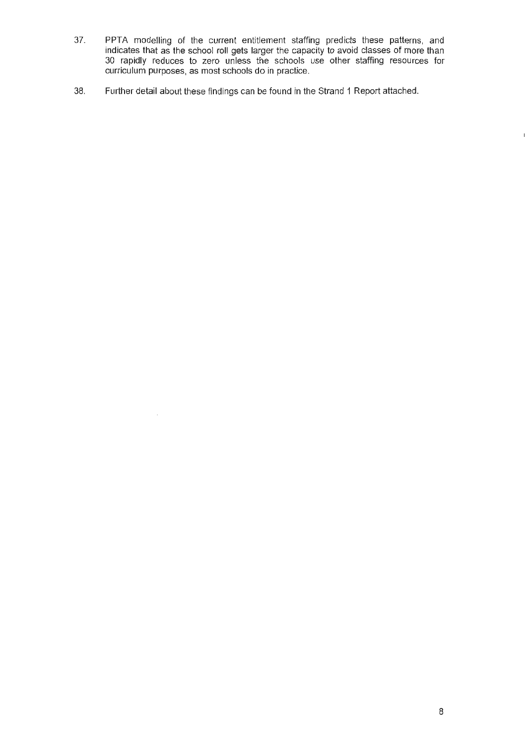37. PPTA modelling of the current entitlement staffing predicts these patterns, and indicates that as the school roll gets larger the capacity to avoid classes of more than 30 rapidly reduces to zero unless the schools use other staffing resources for curriculum purposes, as most schools do in practice.

38. Further detail about these findings can be found in the Strand 1 Report attached.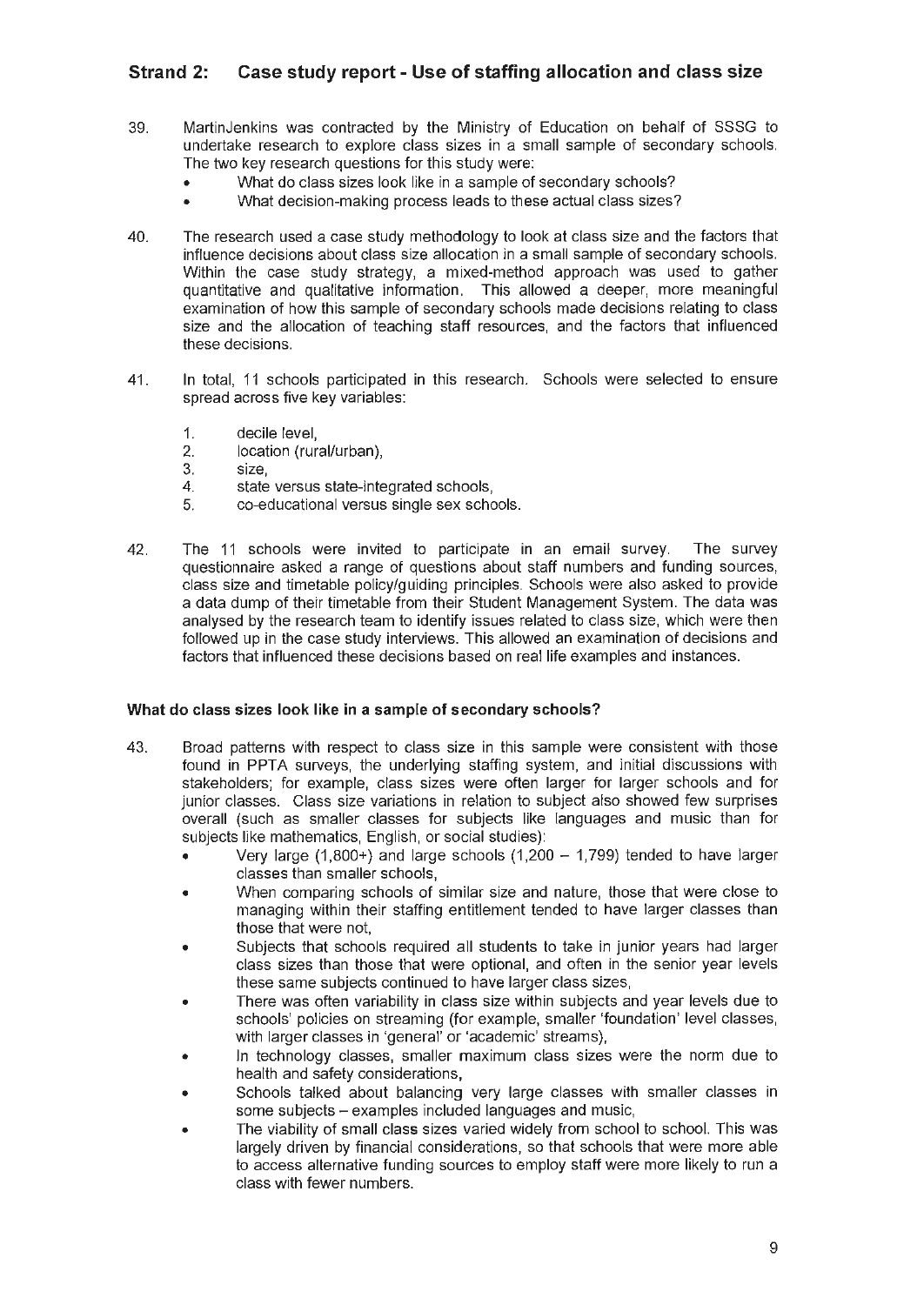## Strand 2: Case study report - Use of staffing allocation and class size

39. MartinJenkins was contracted by the Ministry of Education on behalf of SSSG to undertake research to explore class sizes in a small sample of secondary schools. The two key research questions for this study were:
    - What do class sizes look like in a sample of secondary schools?
    - What decision-making process leads to these actual class sizes?

40. The research used a case study methodology to look at class size and the factors that influence decisions about class size allocation in a small sample of secondary schools. Within the case study strategy, a mixed-method approach was used to gather quantitative and qualitative information. This allowed a deeper, more meaningful examination of how this sample of secondary schools made decisions relating to class size and the allocation of teaching staff resources, and the factors that influenced these decisions.

41. In total, 11 schools participated in this research. Schools were selected to ensure spread across five key variables:
    1. decile level,
    2. location (rural/urban),
    3. size,
    4. state versus state-integrated schools,
    5. co-educational versus single sex schools.

42. The 11 schools were invited to participate in an email survey. The survey questionnaire asked a range of questions about staff numbers and funding sources, class size and timetable policy/guiding principles. Schools were also asked to provide a data dump of their timetable from their Student Management System. The data was analysed by the research team to identify issues related to class size, which were then followed up in the case study interviews. This allowed an examination of decisions and factors that influenced these decisions based on real life examples and instances.

### What do class sizes look like in a sample of secondary schools?

43. Broad patterns with respect to class size in this sample were consistent with those found in PPTA surveys, the underlying staffing system, and initial discussions with stakeholders; for example, class sizes were often larger for larger schools and for junior classes. Class size variations in relation to subject also showed few surprises overall (such as smaller classes for subjects like languages and music than for subjects like mathematics, English, or social studies):
    - Very large (1,800+) and large schools (1,200 – 1,799) tended to have larger classes than smaller schools,
    - When comparing schools of similar size and nature, those that were close to managing within their staffing entitlement tended to have larger classes than those that were not,
    - Subjects that schools required all students to take in junior years had larger class sizes than those that were optional, and often in the senior year levels these same subjects continued to have larger class sizes,
    - There was often variability in class size within subjects and year levels due to schools' policies on streaming (for example, smaller 'foundation' level classes, with larger classes in 'general' or 'academic' streams),
    - In technology classes, smaller maximum class sizes were the norm due to health and safety considerations,
    - Schools talked about balancing very large classes with smaller classes in some subjects – examples included languages and music,
    - The viability of small class sizes varied widely from school to school. This was largely driven by financial considerations, so that schools that were more able to access alternative funding sources to employ staff were more likely to run a class with fewer numbers.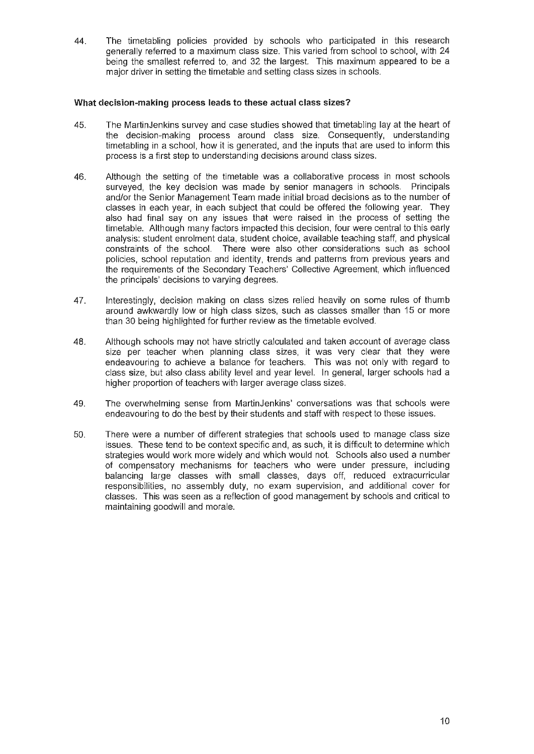44. The timetabling policies provided by schools who participated in this research generally referred to a maximum class size. This varied from school to school, with 24 being the smallest referred to, and 32 the largest. This maximum appeared to be a major driver in setting the timetable and setting class sizes in schools.

**What decision-making process leads to these actual class sizes?**

45. The MartinJenkins survey and case studies showed that timetabling lay at the heart of the decision-making process around class size. Consequently, understanding timetabling in a school, how it is generated, and the inputs that are used to inform this process is a first step to understanding decisions around class sizes.

46. Although the setting of the timetable was a collaborative process in most schools surveyed, the key decision was made by senior managers in schools. Principals and/or the Senior Management Team made initial broad decisions as to the number of classes in each year, in each subject that could be offered the following year. They also had final say on any issues that were raised in the process of setting the timetable. Although many factors impacted this decision, four were central to this early analysis: student enrolment data, student choice, available teaching staff, and physical constraints of the school. There were also other considerations such as school policies, school reputation and identity, trends and patterns from previous years and the requirements of the Secondary Teachers' Collective Agreement, which influenced the principals' decisions to varying degrees.

47. Interestingly, decision making on class sizes relied heavily on some rules of thumb around awkwardly low or high class sizes, such as classes smaller than 15 or more than 30 being highlighted for further review as the timetable evolved.

48. Although schools may not have strictly calculated and taken account of average class size per teacher when planning class sizes, it was very clear that they were endeavouring to achieve a balance for teachers. This was not only with regard to class size, but also class ability level and year level. In general, larger schools had a higher proportion of teachers with larger average class sizes.

49. The overwhelming sense from MartinJenkins' conversations was that schools were endeavouring to do the best by their students and staff with respect to these issues.

50. There were a number of different strategies that schools used to manage class size issues. These tend to be context specific and, as such, it is difficult to determine which strategies would work more widely and which would not. Schools also used a number of compensatory mechanisms for teachers who were under pressure, including balancing large classes with small classes, days off, reduced extracurricular responsibilities, no assembly duty, no exam supervision, and additional cover for classes. This was seen as a reflection of good management by schools and critical to maintaining goodwill and morale.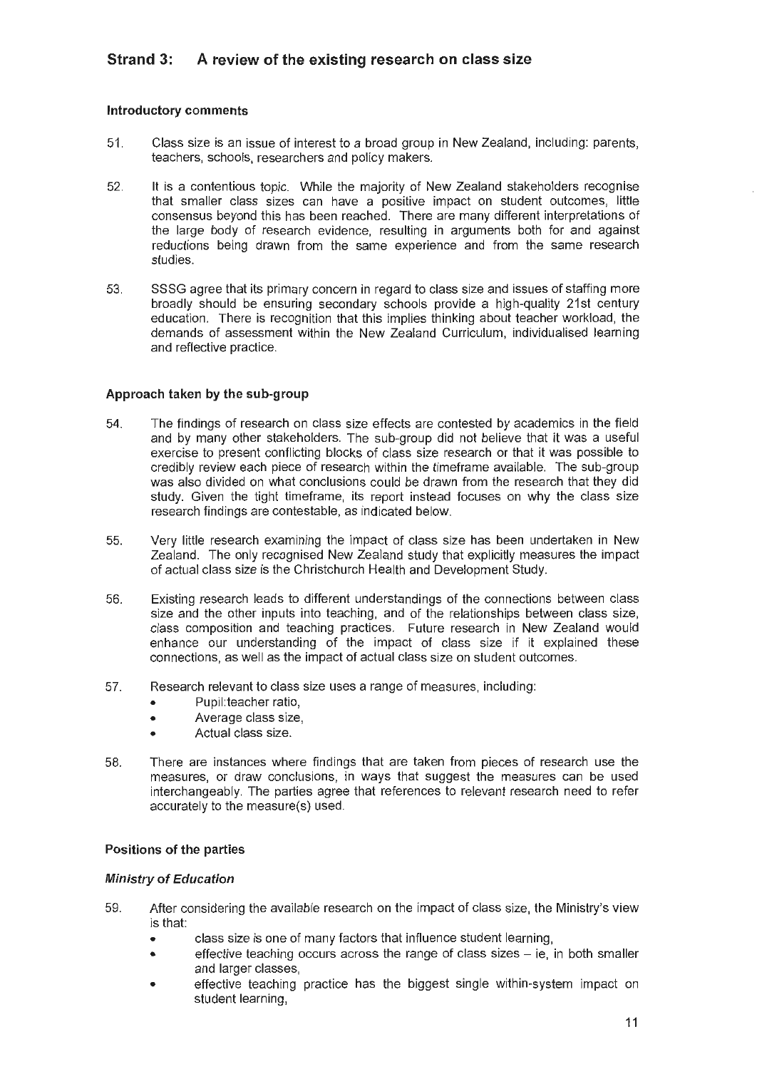## Strand 3: A review of the existing research on class size

### Introductory comments

51. Class size is an issue of interest to a broad group in New Zealand, including: parents, teachers, schools, researchers and policy makers.

52. It is a contentious topic. While the majority of New Zealand stakeholders recognise that smaller class sizes can have a positive impact on student outcomes, little consensus beyond this has been reached. There are many different interpretations of the large body of research evidence, resulting in arguments both for and against reductions being drawn from the same experience and from the same research studies.

53. SSSG agree that its primary concern in regard to class size and issues of staffing more broadly should be ensuring secondary schools provide a high-quality 21st century education. There is recognition that this implies thinking about teacher workload, the demands of assessment within the New Zealand Curriculum, individualised learning and reflective practice.

### Approach taken by the sub-group

54. The findings of research on class size effects are contested by academics in the field and by many other stakeholders. The sub-group did not believe that it was a useful exercise to present conflicting blocks of class size research or that it was possible to credibly review each piece of research within the timeframe available. The sub-group was also divided on what conclusions could be drawn from the research that they did study. Given the tight timeframe, its report instead focuses on why the class size research findings are contestable, as indicated below.

55. Very little research examining the impact of class size has been undertaken in New Zealand. The only recognised New Zealand study that explicitly measures the impact of actual class size is the Christchurch Health and Development Study.

56. Existing research leads to different understandings of the connections between class size and the other inputs into teaching, and of the relationships between class size, class composition and teaching practices. Future research in New Zealand would enhance our understanding of the impact of class size if it explained these connections, as well as the impact of actual class size on student outcomes.

57. Research relevant to class size uses a range of measures, including:
    - Pupil:teacher ratio,
    - Average class size,
    - Actual class size.

58. There are instances where findings that are taken from pieces of research use the measures, or draw conclusions, in ways that suggest the measures can be used interchangeably. The parties agree that references to relevant research need to refer accurately to the measure(s) used.

### Positions of the parties

#### *Ministry of Education*

59. After considering the available research on the impact of class size, the Ministry's view is that:
    - class size is one of many factors that influence student learning,
    - effective teaching occurs across the range of class sizes – ie, in both smaller and larger classes,
    - effective teaching practice has the biggest single within-system impact on student learning,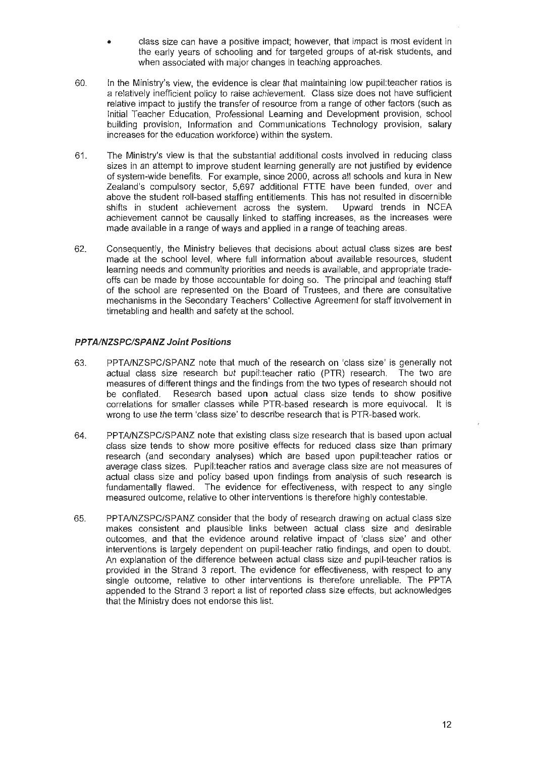- class size can have a positive impact; however, that impact is most evident in the early years of schooling and for targeted groups of at-risk students, and when associated with major changes in teaching approaches.

60. In the Ministry's view, the evidence is clear that maintaining low pupil:teacher ratios is a relatively inefficient policy to raise achievement. Class size does not have sufficient relative impact to justify the transfer of resource from a range of other factors (such as Initial Teacher Education, Professional Learning and Development provision, school building provision, Information and Communications Technology provision, salary increases for the education workforce) within the system.

61. The Ministry's view is that the substantial additional costs involved in reducing class sizes in an attempt to improve student learning generally are not justified by evidence of system-wide benefits. For example, since 2000, across all schools and kura in New Zealand's compulsory sector, 5,697 additional FTTE have been funded, over and above the student roll-based staffing entitlements. This has not resulted in discernible shifts in student achievement across the system. Upward trends in NCEA achievement cannot be causally linked to staffing increases, as the increases were made available in a range of ways and applied in a range of teaching areas.

62. Consequently, the Ministry believes that decisions about actual class sizes are best made at the school level, where full information about available resources, student learning needs and community priorities and needs is available, and appropriate trade-offs can be made by those accountable for doing so. The principal and teaching staff of the school are represented on the Board of Trustees, and there are consultative mechanisms in the Secondary Teachers' Collective Agreement for staff involvement in timetabling and health and safety at the school.

### *PPTA/NZSPC/SPANZ Joint Positions*

63. PPTA/NZSPC/SPANZ note that much of the research on 'class size' is generally not actual class size research but pupil:teacher ratio (PTR) research. The two are measures of different things and the findings from the two types of research should not be conflated. Research based upon actual class size tends to show positive correlations for smaller classes while PTR-based research is more equivocal. It is wrong to use the term 'class size' to describe research that is PTR-based work.

64. PPTA/NZSPC/SPANZ note that existing class size research that is based upon actual class size tends to show more positive effects for reduced class size than primary research (and secondary analyses) which are based upon pupil:teacher ratios or average class sizes. Pupil:teacher ratios and average class size are not measures of actual class size and policy based upon findings from analysis of such research is fundamentally flawed. The evidence for effectiveness, with respect to any single measured outcome, relative to other interventions is therefore highly contestable.

65. PPTA/NZSPC/SPANZ consider that the body of research drawing on actual class size makes consistent and plausible links between actual class size and desirable outcomes, and that the evidence around relative impact of 'class size' and other interventions is largely dependent on pupil-teacher ratio findings, and open to doubt. An explanation of the difference between actual class size and pupil-teacher ratios is provided in the Strand 3 report. The evidence for effectiveness, with respect to any single outcome, relative to other interventions is therefore unreliable. The PPTA appended to the Strand 3 report a list of reported class size effects, but acknowledges that the Ministry does not endorse this list.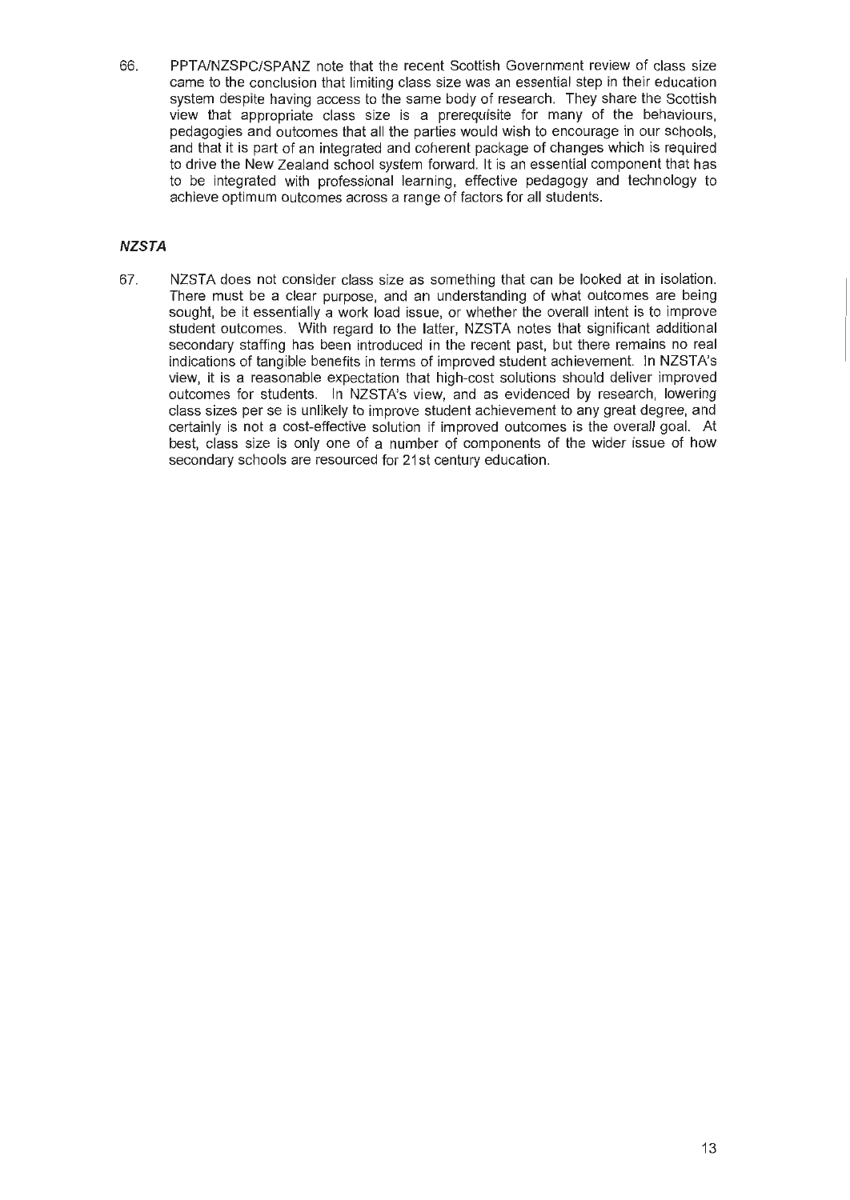66. PPTA/NZSPC/SPANZ note that the recent Scottish Government review of class size came to the conclusion that limiting class size was an essential step in their education system despite having access to the same body of research. They share the Scottish view that appropriate class size is a prerequisite for many of the behaviours, pedagogies and outcomes that all the parties would wish to encourage in our schools, and that it is part of an integrated and coherent package of changes which is required to drive the New Zealand school system forward. It is an essential component that has to be integrated with professional learning, effective pedagogy and technology to achieve optimum outcomes across a range of factors for all students.

### *NZSTA*

67. NZSTA does not consider class size as something that can be looked at in isolation. There must be a clear purpose, and an understanding of what outcomes are being sought, be it essentially a work load issue, or whether the overall intent is to improve student outcomes. With regard to the latter, NZSTA notes that significant additional secondary staffing has been introduced in the recent past, but there remains no real indications of tangible benefits in terms of improved student achievement. In NZSTA's view, it is a reasonable expectation that high-cost solutions should deliver improved outcomes for students. In NZSTA's view, and as evidenced by research, lowering class sizes per se is unlikely to improve student achievement to any great degree, and certainly is not a cost-effective solution if improved outcomes is the overall goal. At best, class size is only one of a number of components of the wider issue of how secondary schools are resourced for 21st century education.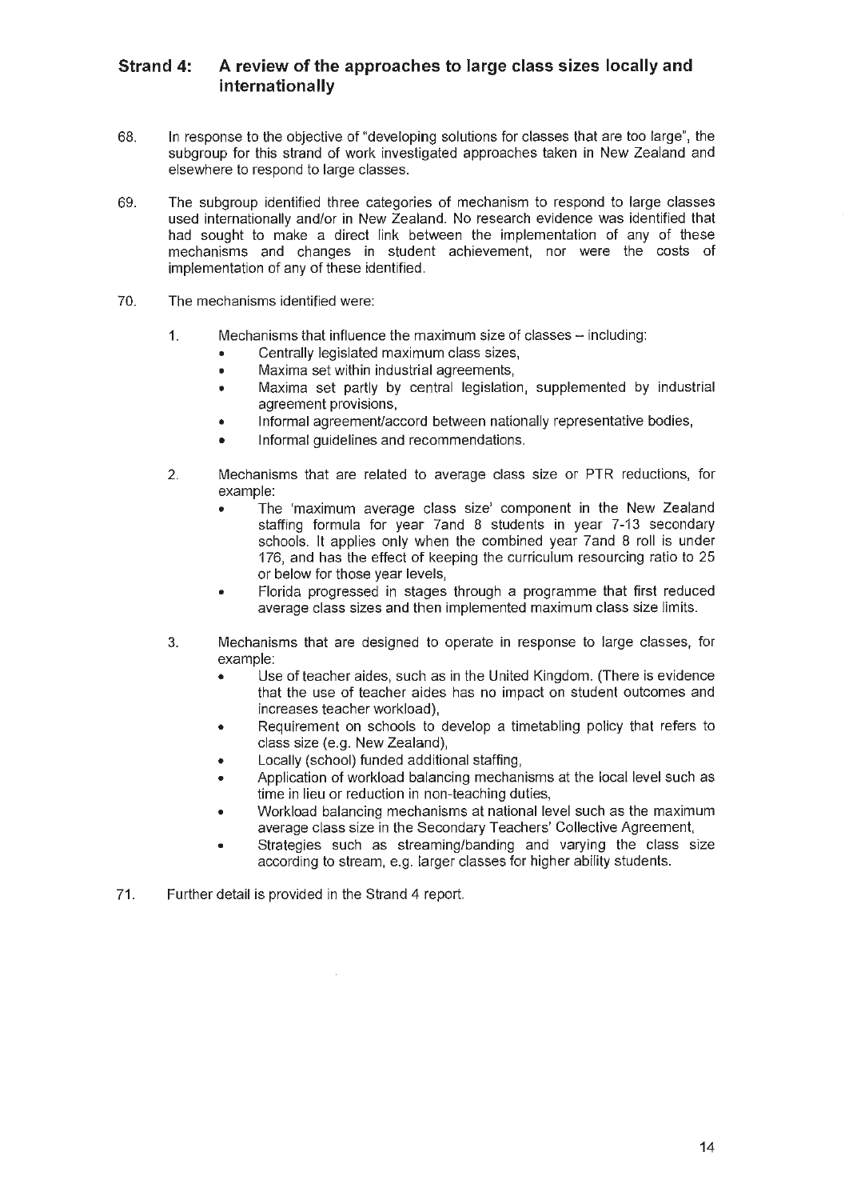## Strand 4: A review of the approaches to large class sizes locally and internationally

68. In response to the objective of "developing solutions for classes that are too large", the subgroup for this strand of work investigated approaches taken in New Zealand and elsewhere to respond to large classes.

69. The subgroup identified three categories of mechanism to respond to large classes used internationally and/or in New Zealand. No research evidence was identified that had sought to make a direct link between the implementation of any of these mechanisms and changes in student achievement, nor were the costs of implementation of any of these identified.

70. The mechanisms identified were:

    1. Mechanisms that influence the maximum size of classes – including:
        - Centrally legislated maximum class sizes,
        - Maxima set within industrial agreements,
        - Maxima set partly by central legislation, supplemented by industrial agreement provisions,
        - Informal agreement/accord between nationally representative bodies,
        - Informal guidelines and recommendations.

    2. Mechanisms that are related to average class size or PTR reductions, for example:
        - The 'maximum average class size' component in the New Zealand staffing formula for year 7and 8 students in year 7-13 secondary schools. It applies only when the combined year 7and 8 roll is under 176, and has the effect of keeping the curriculum resourcing ratio to 25 or below for those year levels,
        - Florida progressed in stages through a programme that first reduced average class sizes and then implemented maximum class size limits.

    3. Mechanisms that are designed to operate in response to large classes, for example:
        - Use of teacher aides, such as in the United Kingdom. (There is evidence that the use of teacher aides has no impact on student outcomes and increases teacher workload),
        - Requirement on schools to develop a timetabling policy that refers to class size (e.g. New Zealand),
        - Locally (school) funded additional staffing,
        - Application of workload balancing mechanisms at the local level such as time in lieu or reduction in non-teaching duties,
        - Workload balancing mechanisms at national level such as the maximum average class size in the Secondary Teachers' Collective Agreement,
        - Strategies such as streaming/banding and varying the class size according to stream, e.g. larger classes for higher ability students.

71. Further detail is provided in the Strand 4 report.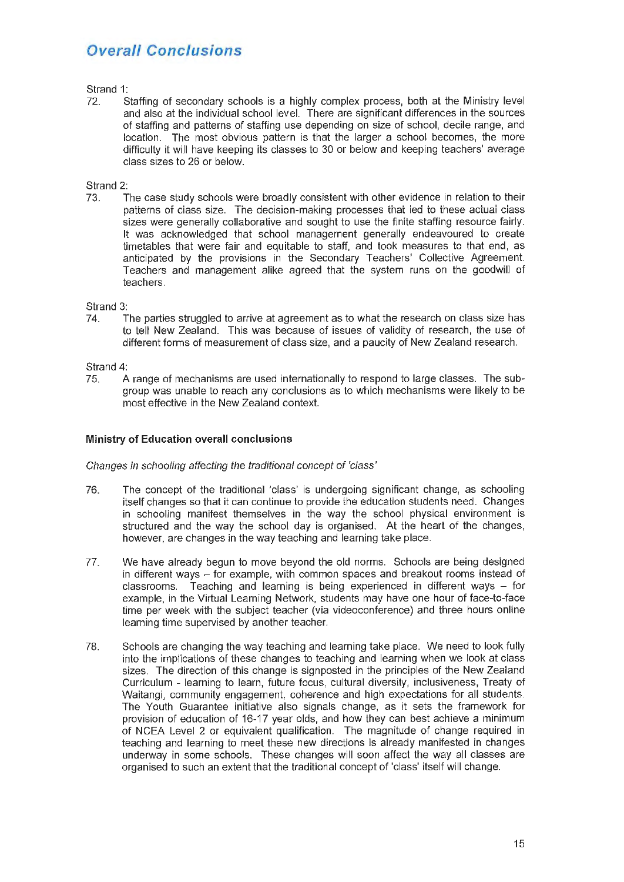## Overall Conclusions

Strand 1:

72. Staffing of secondary schools is a highly complex process, both at the Ministry level and also at the individual school level. There are significant differences in the sources of staffing and patterns of staffing use depending on size of school, decile range, and location. The most obvious pattern is that the larger a school becomes, the more difficulty it will have keeping its classes to 30 or below and keeping teachers' average class sizes to 26 or below.

Strand 2:

73. The case study schools were broadly consistent with other evidence in relation to their patterns of class size. The decision-making processes that led to these actual class sizes were generally collaborative and sought to use the finite staffing resource fairly. It was acknowledged that school management generally endeavoured to create timetables that were fair and equitable to staff, and took measures to that end, as anticipated by the provisions in the Secondary Teachers' Collective Agreement. Teachers and management alike agreed that the system runs on the goodwill of teachers.

Strand 3:

74. The parties struggled to arrive at agreement as to what the research on class size has to tell New Zealand. This was because of issues of validity of research, the use of different forms of measurement of class size, and a paucity of New Zealand research.

Strand 4:

75. A range of mechanisms are used internationally to respond to large classes. The sub-group was unable to reach any conclusions as to which mechanisms were likely to be most effective in the New Zealand context.

**Ministry of Education overall conclusions**

*Changes in schooling affecting the traditional concept of 'class'*

76. The concept of the traditional 'class' is undergoing significant change, as schooling itself changes so that it can continue to provide the education students need. Changes in schooling manifest themselves in the way the school physical environment is structured and the way the school day is organised. At the heart of the changes, however, are changes in the way teaching and learning take place.

77. We have already begun to move beyond the old norms. Schools are being designed in different ways – for example, with common spaces and breakout rooms instead of classrooms. Teaching and learning is being experienced in different ways – for example, in the Virtual Learning Network, students may have one hour of face-to-face time per week with the subject teacher (via videoconference) and three hours online learning time supervised by another teacher.

78. Schools are changing the way teaching and learning take place. We need to look fully into the implications of these changes to teaching and learning when we look at class sizes. The direction of this change is signposted in the principles of the New Zealand Curriculum - learning to learn, future focus, cultural diversity, inclusiveness, Treaty of Waitangi, community engagement, coherence and high expectations for all students. The Youth Guarantee initiative also signals change, as it sets the framework for provision of education of 16-17 year olds, and how they can best achieve a minimum of NCEA Level 2 or equivalent qualification. The magnitude of change required in teaching and learning to meet these new directions is already manifested in changes underway in some schools. These changes will soon affect the way all classes are organised to such an extent that the traditional concept of 'class' itself will change.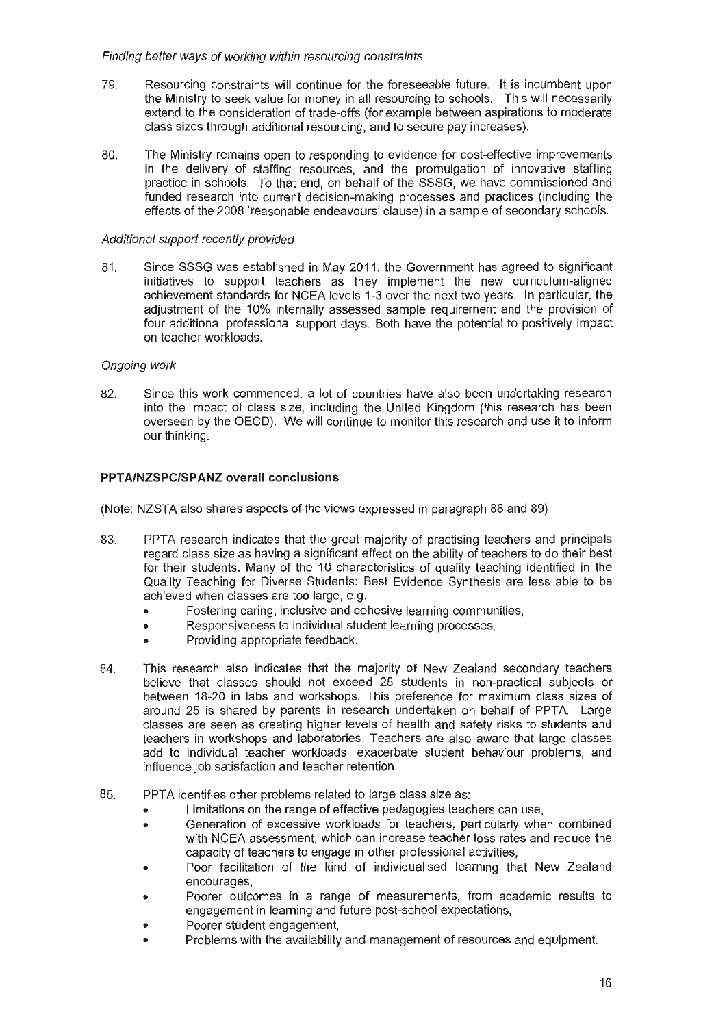*Finding better ways of working within resourcing constraints*

79. Resourcing constraints will continue for the foreseeable future. It is incumbent upon the Ministry to seek value for money in all resourcing to schools. This will necessarily extend to the consideration of trade-offs (for example between aspirations to moderate class sizes through additional resourcing, and to secure pay increases).

80. The Ministry remains open to responding to evidence for cost-effective improvements in the delivery of staffing resources, and the promulgation of innovative staffing practice in schools. To that end, on behalf of the SSSG, we have commissioned and funded research into current decision-making processes and practices (including the effects of the 2008 'reasonable endeavours' clause) in a sample of secondary schools.

*Additional support recently provided*

81. Since SSSG was established in May 2011, the Government has agreed to significant initiatives to support teachers as they implement the new curriculum-aligned achievement standards for NCEA levels 1-3 over the next two years. In particular, the adjustment of the 10% internally assessed sample requirement and the provision of four additional professional support days. Both have the potential to positively impact on teacher workloads.

*Ongoing work*

82. Since this work commenced, a lot of countries have also been undertaking research into the impact of class size, including the United Kingdom (this research has been overseen by the OECD). We will continue to monitor this research and use it to inform our thinking.

**PPTA/NZSPC/SPANZ overall conclusions**

(Note: NZSTA also shares aspects of the views expressed in paragraph 88 and 89)

83. PPTA research indicates that the great majority of practising teachers and principals regard class size as having a significant effect on the ability of teachers to do their best for their students. Many of the 10 characteristics of quality teaching identified in the Quality Teaching for Diverse Students: Best Evidence Synthesis are less able to be achieved when classes are too large, e.g.
    - Fostering caring, inclusive and cohesive learning communities,
    - Responsiveness to individual student learning processes,
    - Providing appropriate feedback.

84. This research also indicates that the majority of New Zealand secondary teachers believe that classes should not exceed 25 students in non-practical subjects or between 18-20 in labs and workshops. This preference for maximum class sizes of around 25 is shared by parents in research undertaken on behalf of PPTA. Large classes are seen as creating higher levels of health and safety risks to students and teachers in workshops and laboratories. Teachers are also aware that large classes add to individual teacher workloads, exacerbate student behaviour problems, and influence job satisfaction and teacher retention.

85. PPTA identifies other problems related to large class size as:
    - Limitations on the range of effective pedagogies teachers can use,
    - Generation of excessive workloads for teachers, particularly when combined with NCEA assessment, which can increase teacher loss rates and reduce the capacity of teachers to engage in other professional activities,
    - Poor facilitation of the kind of individualised learning that New Zealand encourages,
    - Poorer outcomes in a range of measurements, from academic results to engagement in learning and future post-school expectations,
    - Poorer student engagement,
    - Problems with the availability and management of resources and equipment.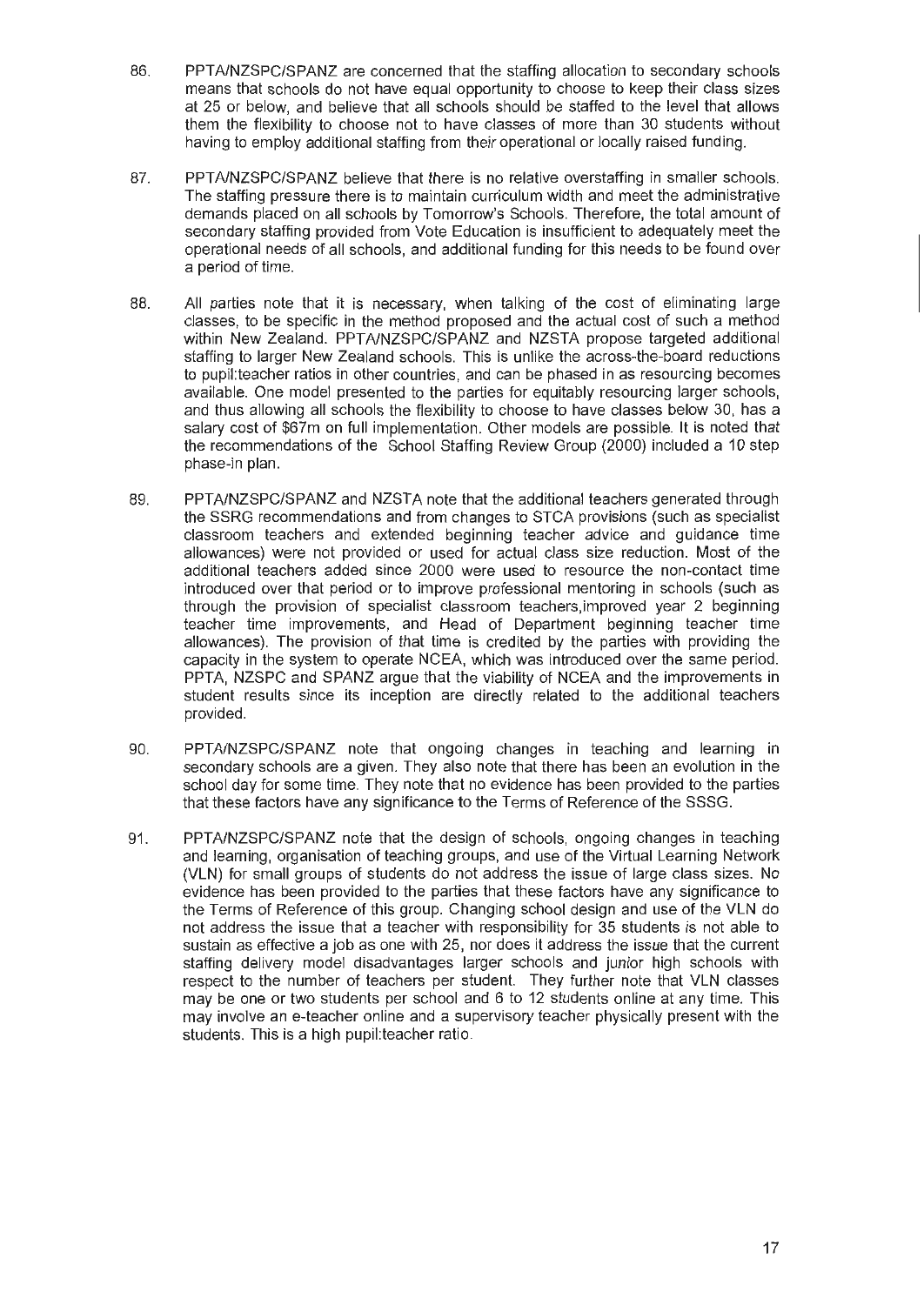86. PPTA/NZSPC/SPANZ are concerned that the staffing allocation to secondary schools means that schools do not have equal opportunity to choose to keep their class sizes at 25 or below, and believe that all schools should be staffed to the level that allows them the flexibility to choose not to have classes of more than 30 students without having to employ additional staffing from their operational or locally raised funding.

87. PPTA/NZSPC/SPANZ believe that there is no relative overstaffing in smaller schools. The staffing pressure there is to maintain curriculum width and meet the administrative demands placed on all schools by Tomorrow's Schools. Therefore, the total amount of secondary staffing provided from Vote Education is insufficient to adequately meet the operational needs of all schools, and additional funding for this needs to be found over a period of time.

88. All parties note that it is necessary, when talking of the cost of eliminating large classes, to be specific in the method proposed and the actual cost of such a method within New Zealand. PPTA/NZSPC/SPANZ and NZSTA propose targeted additional staffing to larger New Zealand schools. This is unlike the across-the-board reductions to pupil:teacher ratios in other countries, and can be phased in as resourcing becomes available. One model presented to the parties for equitably resourcing larger schools, and thus allowing all schools the flexibility to choose to have classes below 30, has a salary cost of $67m on full implementation. Other models are possible. It is noted that the recommendations of the School Staffing Review Group (2000) included a 10 step phase-in plan.

89. PPTA/NZSPC/SPANZ and NZSTA note that the additional teachers generated through the SSRG recommendations and from changes to STCA provisions (such as specialist classroom teachers and extended beginning teacher advice and guidance time allowances) were not provided or used for actual class size reduction. Most of the additional teachers added since 2000 were used to resource the non-contact time introduced over that period or to improve professional mentoring in schools (such as through the provision of specialist classroom teachers,improved year 2 beginning teacher time improvements, and Head of Department beginning teacher time allowances). The provision of that time is credited by the parties with providing the capacity in the system to operate NCEA, which was introduced over the same period. PPTA, NZSPC and SPANZ argue that the viability of NCEA and the improvements in student results since its inception are directly related to the additional teachers provided.

90. PPTA/NZSPC/SPANZ note that ongoing changes in teaching and learning in secondary schools are a given. They also note that there has been an evolution in the school day for some time. They note that no evidence has been provided to the parties that these factors have any significance to the Terms of Reference of the SSSG.

91. PPTA/NZSPC/SPANZ note that the design of schools, ongoing changes in teaching and learning, organisation of teaching groups, and use of the Virtual Learning Network (VLN) for small groups of students do not address the issue of large class sizes. No evidence has been provided to the parties that these factors have any significance to the Terms of Reference of this group. Changing school design and use of the VLN do not address the issue that a teacher with responsibility for 35 students is not able to sustain as effective a job as one with 25, nor does it address the issue that the current staffing delivery model disadvantages larger schools and junior high schools with respect to the number of teachers per student. They further note that VLN classes may be one or two students per school and 6 to 12 students online at any time. This may involve an e-teacher online and a supervisory teacher physically present with the students. This is a high pupil:teacher ratio.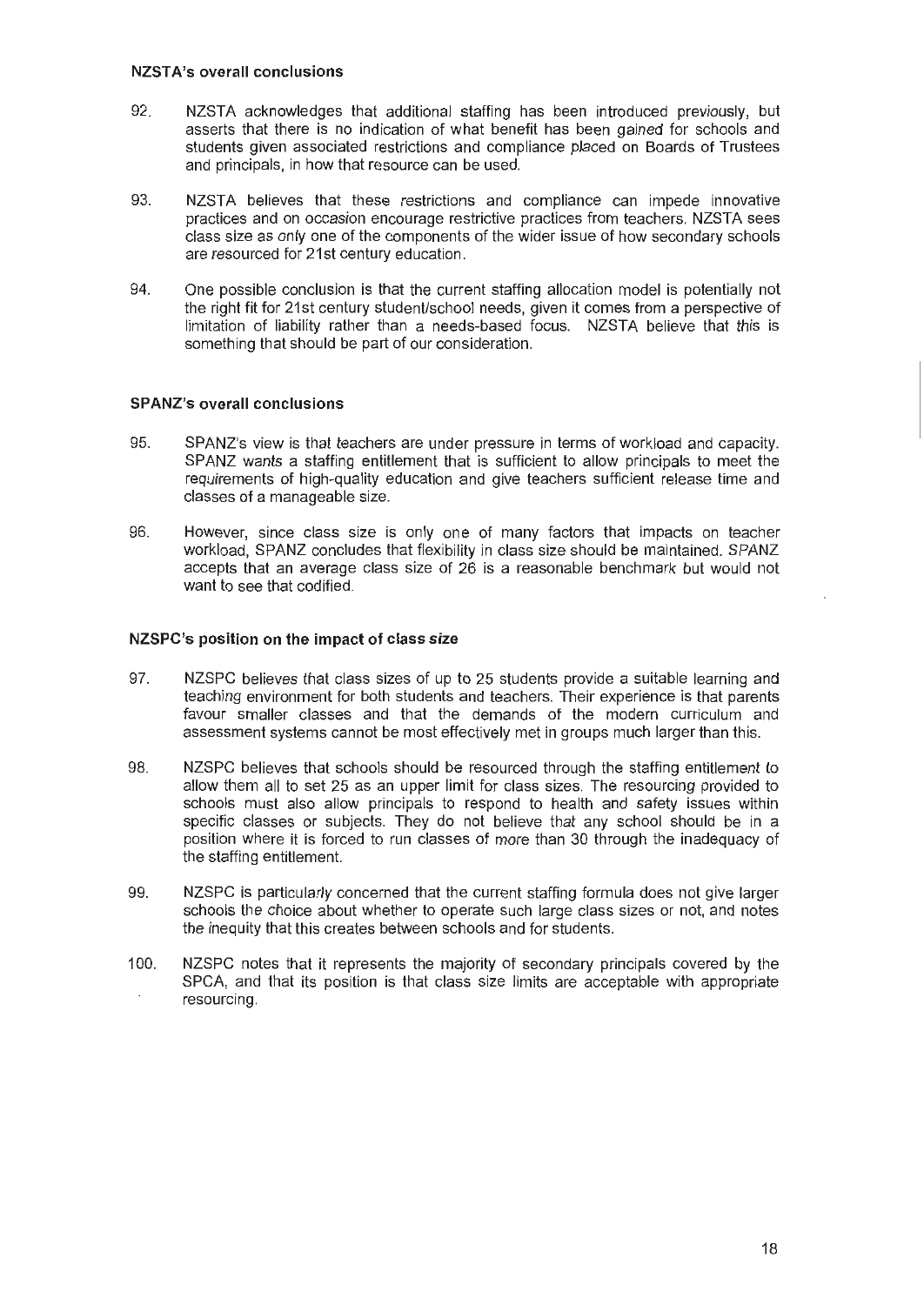### NZSTA's overall conclusions

92. NZSTA acknowledges that additional staffing has been introduced previously, but asserts that there is no indication of what benefit has been gained for schools and students given associated restrictions and compliance placed on Boards of Trustees and principals, in how that resource can be used.

93. NZSTA believes that these restrictions and compliance can impede innovative practices and on occasion encourage restrictive practices from teachers. NZSTA sees class size as only one of the components of the wider issue of how secondary schools are resourced for 21st century education.

94. One possible conclusion is that the current staffing allocation model is potentially not the right fit for 21st century student/school needs, given it comes from a perspective of limitation of liability rather than a needs-based focus. NZSTA believe that this is something that should be part of our consideration.

### SPANZ's overall conclusions

95. SPANZ's view is that teachers are under pressure in terms of workload and capacity. SPANZ wants a staffing entitlement that is sufficient to allow principals to meet the requirements of high-quality education and give teachers sufficient release time and classes of a manageable size.

96. However, since class size is only one of many factors that impacts on teacher workload, SPANZ concludes that flexibility in class size should be maintained. SPANZ accepts that an average class size of 26 is a reasonable benchmark but would not want to see that codified.

### NZSPC's position on the impact of class size

97. NZSPC believes that class sizes of up to 25 students provide a suitable learning and teaching environment for both students and teachers. Their experience is that parents favour smaller classes and that the demands of the modern curriculum and assessment systems cannot be most effectively met in groups much larger than this.

98. NZSPC believes that schools should be resourced through the staffing entitlement to allow them all to set 25 as an upper limit for class sizes. The resourcing provided to schools must also allow principals to respond to health and safety issues within specific classes or subjects. They do not believe that any school should be in a position where it is forced to run classes of more than 30 through the inadequacy of the staffing entitlement.

99. NZSPC is particularly concerned that the current staffing formula does not give larger schools the choice about whether to operate such large class sizes or not, and notes the inequity that this creates between schools and for students.

100. NZSPC notes that it represents the majority of secondary principals covered by the SPCA, and that its position is that class size limits are acceptable with appropriate resourcing.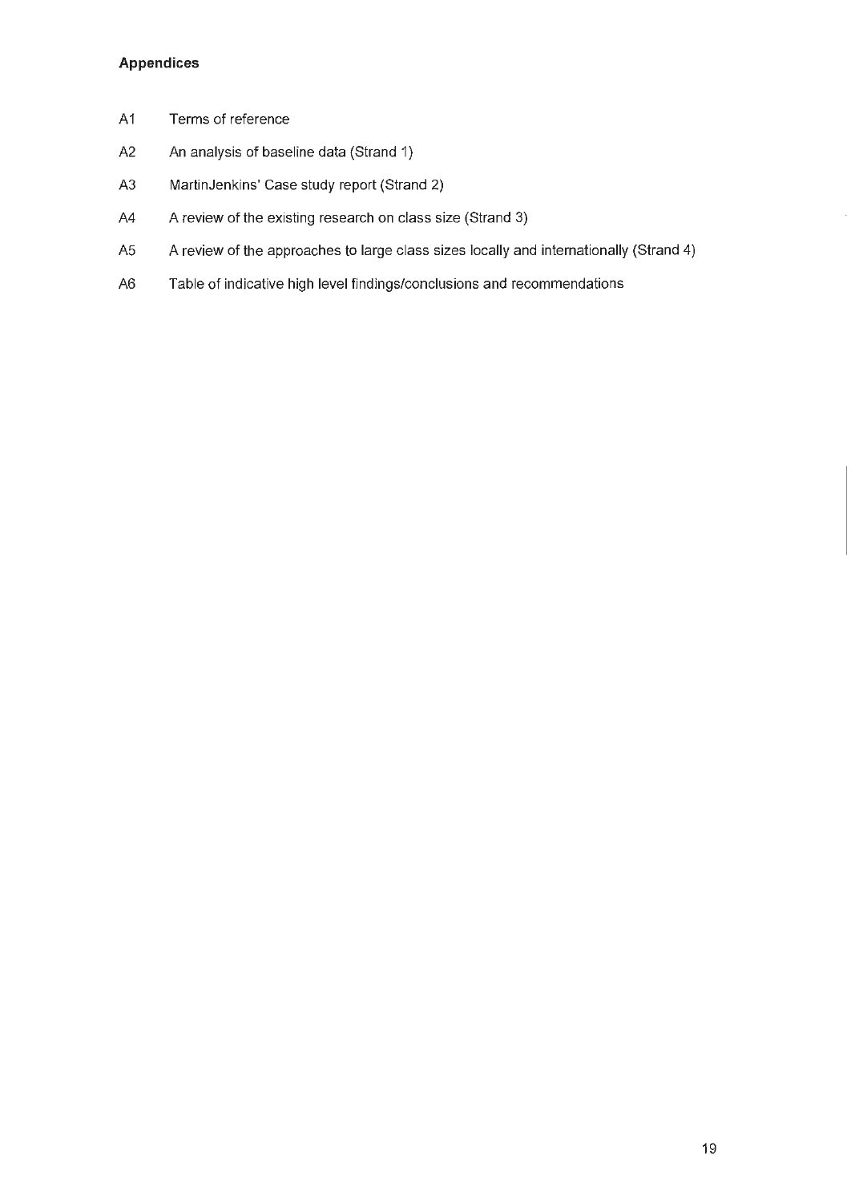### Appendices

| | |
|---|---|
| A1 | Terms of reference |
| A2 | An analysis of baseline data (Strand 1) |
| A3 | MartinJenkins' Case study report (Strand 2) |
| A4 | A review of the existing research on class size (Strand 3) |
| A5 | A review of the approaches to large class sizes locally and internationally (Strand 4) |
| A6 | Table of indicative high level findings/conclusions and recommendations |